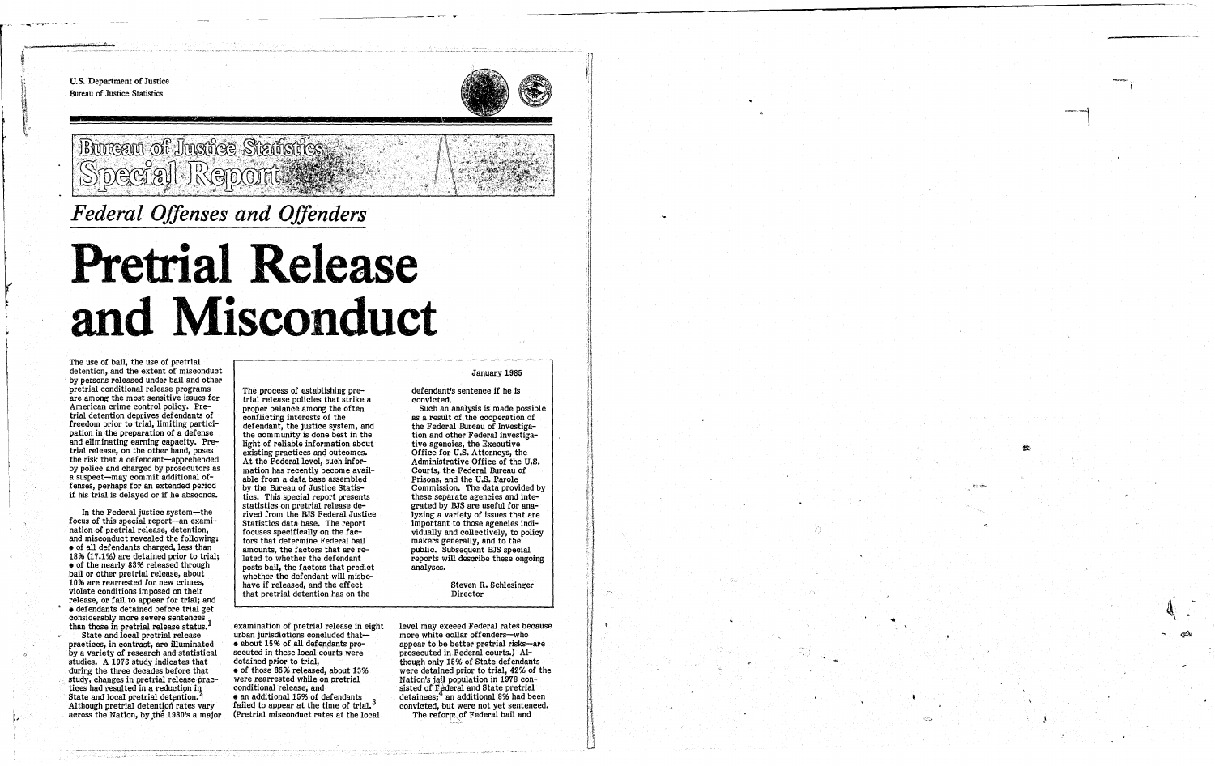U.S. Department of Justice
Bureau of Justice Statistics

# Bureau of Justice Statistics Special Report

*Federal Offenses and Offenders*

# Pretrial Release and Misconduct

January 1985

The process of establishing pretrial release policies that strike a proper balance among the often conflicting interests of the defendant, the justice system, and the community is done best in the light of reliable information about existing practices and outcomes. At the Federal level, such information has recently become available from a data base assembled by the Bureau of Justice Statistics. This special report presents statistics on pretrial release derived from the BJS Federal Justice Statistics data base. The report focuses specifically on the factors that determine Federal bail amounts, the factors that are related to whether the defendant posts bail, the factors that predict whether the defendant will misbehave if released, and the effect that pretrial detention has on the defendant's sentence if he is convicted.

Such an analysis is made possible as a result of the cooperation of the Federal Bureau of Investigation and other Federal investigative agencies, the Executive Office for U.S. Attorneys, the Administrative Office of the U.S. Courts, the Federal Bureau of Prisons, and the U.S. Parole Commission. The data provided by these separate agencies and integrated by BJS are useful for analyzing a variety of issues that are important to those agencies individually and collectively, to policy makers generally, and to the public. Subsequent BJS special reports will describe these ongoing analyses.

Steven R. Schlesinger
Director

The use of bail, the use of pretrial detention, and the extent of misconduct by persons released under bail and other pretrial conditional release programs are among the most sensitive issues for American crime control policy. Pretrial detention deprives defendants of freedom prior to trial, limiting participation in the preparation of a defense and eliminating earning capacity. Pretrial release, on the other hand, poses the risk that a defendant—apprehended by police and charged by prosecutors as a suspect—may commit additional offenses, perhaps for an extended period if his trial is delayed or if he absconds.

In the Federal justice system—the focus of this special report—an examination of pretrial release, detention, and misconduct revealed the following:

- of all defendants charged, less than 18% (17.1%) are detained prior to trial;
- of the nearly 83% released through bail or other pretrial release, about 10% are rearrested for new crimes, violate conditions imposed on their release, or fail to appear for trial; and
- defendants detained before trial get considerably more severe sentences than those in pretrial release status.[1]

State and local pretrial release practices, in contrast, are illuminated by a variety of research and statistical studies. A 1976 study indicates that during the three decades before that study, changes in pretrial release practices had resulted in a reduction in State and local pretrial detention.[2] Although pretrial detention rates vary across the Nation, by the 1980's a major examination of pretrial release in eight urban jurisdictions concluded that—

- about 15% of all defendants prosecuted in these local courts were detained prior to trial,
- of those 85% released, about 15% were rearrested while on pretrial conditional release, and
- an additional 15% of defendants failed to appear at the time of trial.[3]

(Pretrial misconduct rates at the local level may exceed Federal rates because more white collar offenders—who appear to be better pretrial risks—are prosecuted in Federal courts.) Although only 15% of State defendants were detained prior to trial, 42% of the Nation's jail population in 1978 consisted of Federal and State pretrial detainees;[4] an additional 8% had been convicted, but were not yet sentenced.

The reform of Federal bail and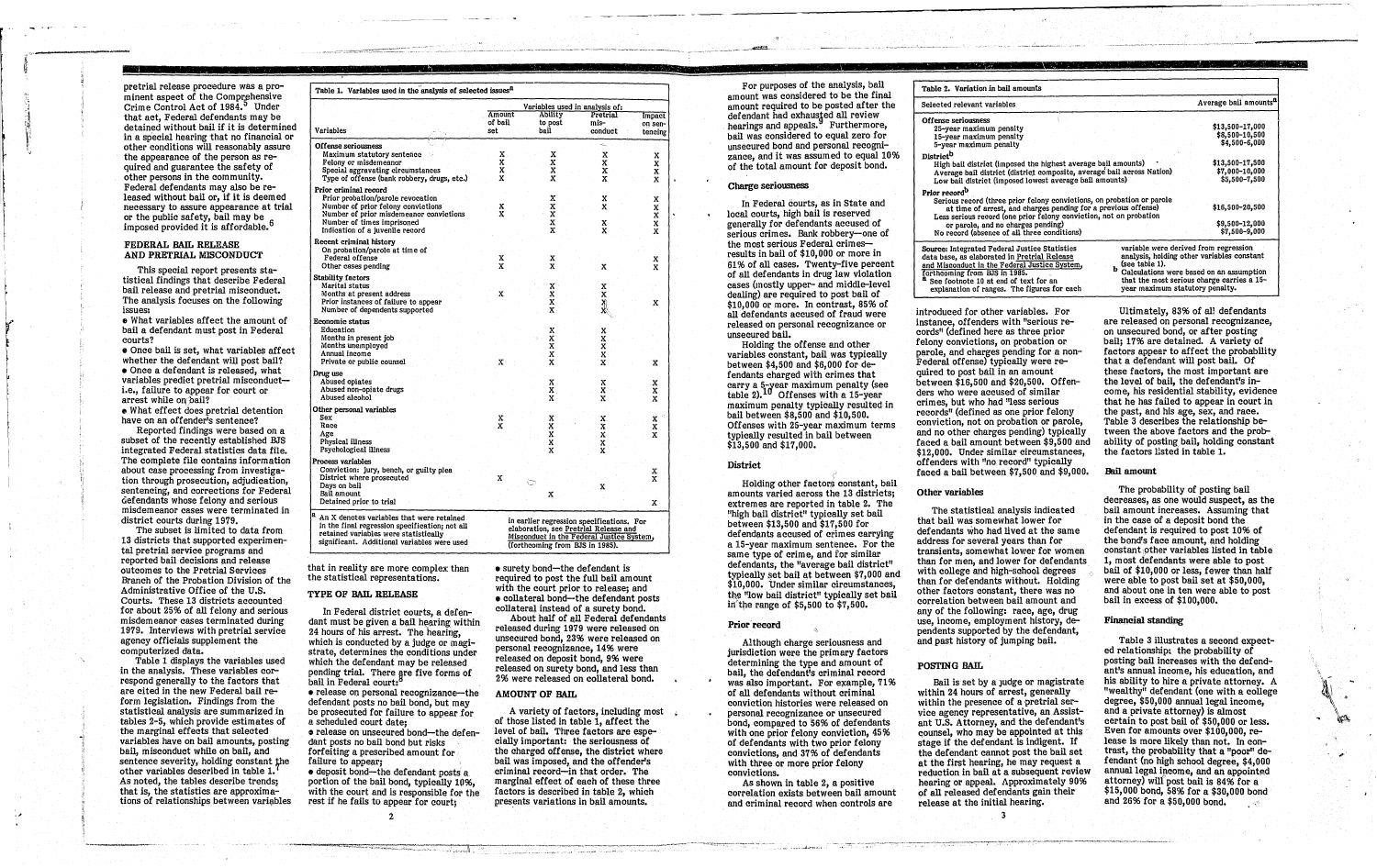pretrial release procedure was a prominent aspect of the Comprehensive Crime Control Act of 1984.[5] Under that act, Federal defendants may be detained without bail if it is determined in a special hearing that no financial or other conditions will reasonably assure the appearance of the person as required and guarantee the safety of other persons in the community. Federal defendants may also be released without bail or, if it is deemed necessary to assure appearance at trial or the public safety, bail may be imposed provided it is affordable.[6]

## FEDERAL BAIL RELEASE AND PRETRIAL MISCONDUCT

This special report presents statistical findings that describe Federal bail release and pretrial misconduct. The analysis focuses on the following issues:

- What variables affect the amount of bail a defendant must post in Federal courts?
- Once bail is set, what variables affect whether the defendant will post bail?
- Once a defendant is released, what variables predict pretrial misconduct—i.e., failure to appear for court or arrest while on bail?
- What effect does pretrial detention have on an offender's sentence?

Reported findings were based on a subset of the recently established BJS integrated Federal statistics data file. The complete file contains information about case processing from investigation through prosecution, adjudication, sentencing, and corrections for Federal defendants whose felony and serious misdemeanor cases were terminated in district courts during 1979.

The subset is limited to data from 13 districts that supported experimental pretrial service programs and reported bail decisions and release outcomes to the Pretrial Services Branch of the Probation Division of the Administrative Office of the U.S. Courts. These 13 districts accounted for about 25% of all felony and serious misdemeanor cases terminated during 1979. Interviews with pretrial service agency officials supplement the computerized data.

Table 1 displays the variables used in the analysis. These variables correspond generally to the factors that are cited in the new Federal bail reform legislation. Findings from the statistical analysis are summarized in tables 2-5, which provide estimates of the marginal effects that selected variables have on bail amounts, posting bail, misconduct while on bail, and sentence severity, holding constant the other variables described in table 1.[7] As noted, the tables describe trends; that is, the statistics are approximations of relationships between variables that in reality are more complex than the statistical representations.

**Table 1. Variables used in the analysis of selected issues[a]**

| Variables | Variables used in analysis of: Amount of bail set | Ability to post bail | Pretrial misconduct | Impact on sentencing |
|---|---|---|---|---|
| **Offense seriousness** | | | | |
| Maximum statutory sentence | X | X | X | X |
| Felony or misdemeanor | X | X | X | X |
| Special aggravating circumstances | X | X | X | X |
| Type of offense (bank robbery, drugs, etc.) | X | X | X | X |
| **Prior criminal record** | | | | |
| Prior probation/parole revocation | | X | X | X |
| Number of prior felony convictions | X | X | X | X |
| Number of prior misdemeanor convictions | X | X | | X |
| Number of times imprisoned | | X | X | X |
| Indication of a juvenile record | | X | X | X |
| **Recent criminal history** | | | | |
| On probation/parole at time of Federal offense | X | X | | X |
| Other cases pending | X | X | X | X |
| **Stability factors** | | | | |
| Marital status | | X | X | |
| Months at present address | X | X | X | |
| Prior instances of failure to appear | | X | X | X |
| Number of dependents supported | | X | X | |
| **Economic status** | | | | |
| Education | | X | X | |
| Months in present job | | X | X | |
| Months unemployed | | X | X | |
| Annual income | | X | X | |
| Private or public counsel | X | X | X | X |
| **Drug use** | | | | |
| Abused opiates | | X | X | X |
| Abused non-opiate drugs | | X | X | X |
| Abused alcohol | | X | X | X |
| **Other personal variables** | | | | |
| Sex | X | X | X | X |
| Race | X | X | X | X |
| Age | | X | X | X |
| Physical illness | | X | X | |
| Psychological illness | | X | X | |
| **Process variables** | | | | |
| Conviction: jury, bench, or guilty plea | | | | X |
| District where prosecuted | X | | | X |
| Days on bail | | | X | |
| Bail amount | | X | | |
| Detained prior to trial | | | | X |

[a] An X denotes variables that were retained in the final regression specification; not all retained variables were statistically significant. Additional variables were used in earlier regression specifications. For elaboration, see Pretrial Release and Misconduct in the Federal Justice System, (forthcoming from BJS in 1985).

## TYPE OF BAIL RELEASE

In Federal district courts, a defendant must be given a bail hearing within 24 hours of his arrest. The hearing, which is conducted by a judge or magistrate, determines the conditions under which the defendant may be released pending trial. There are five forms of bail in Federal court:[8]

- release on personal recognizance—the defendant posts no bail bond, but may be prosecuted for failure to appear for a scheduled court date;
- release on unsecured bond—the defendant posts no bail bond but risks forfeiting a prescribed amount for failure to appear;
- deposit bond—the defendant posts a portion of the bail bond, typically 10%, with the court and is responsible for the rest if he fails to appear for court;
- surety bond—the defendant is required to post the full bail amount with the court prior to release; and
- collateral bond—the defendant posts collateral instead of a surety bond.

About half of all Federal defendants released during 1979 were released on unsecured bond, 23% were released on personal recognizance, 14% were released on deposit bond, 9% were released on surety bond, and less than 2% were released on collateral bond.

## AMOUNT OF BAIL

A variety of factors, including most of those listed in table 1, affect the level of bail. Three factors are especially important: the seriousness of the charged offense, the district where bail was imposed, and the offender's criminal record—in that order. The marginal effect of each of these three factors is described in table 2, which presents variations in bail amounts.

For purposes of the analysis, bail amount was considered to be the final amount required to be posted after the defendant had exhausted all review hearings and appeals.[9] Furthermore, bail was considered to equal zero for unsecured bond and personal recognizance, and it was assumed to equal 10% of the total amount for deposit bond.

### Charge seriousness

In Federal courts, as in State and local courts, high bail is reserved generally for defendants accused of serious crimes. Bank robbery—one of the most serious Federal crimes—results in bail of $10,000 or more in 61% of all defendants in drug law violation cases (mostly upper- and middle-level dealing) are required to post bail of $10,000 or more. In contrast, 85% of all defendants accused of fraud were released on personal recognizance or unsecured bail.

Holding the offense and other variables constant, bail was typically between $4,500 and $6,000 for defendants charged with crimes that carry a 5-year maximum penalty (see table 2).[10] Offenses with a 15-year maximum penalty typically resulted in bail between $8,500 and $10,500. Offenses with 25-year maximum terms typically resulted in bail between $13,500 and $17,000.

### District

Holding other factors constant, bail amounts varied across the 13 districts; extremes are reported in table 2. The "high bail district" typically set bail between $13,500 and $17,500 for defendants accused of crimes carrying a 15-year maximum sentence. For the same type of crime, and for similar defendants, the "average bail district" typically set bail at between $7,000 and $10,000. Under similar circumstances, the "low bail district" typically set bail in the range of $5,500 to $7,500.

### Prior record

Although charge seriousness and jurisdiction were the primary factors determining the type and amount of bail, the defendant's criminal record was also important. For example, 71% of all defendants without criminal conviction histories were released on personal recognizance or unsecured bond, compared to 56% of defendants with one prior conviction, 45% of defendants with two prior felony convictions, and 37% of defendants with three or more prior felony convictions.

As shown in table 2, a positive correlation exists between bail amount and criminal record when controls are introduced for other variables. For instance, offenders with "serious records" (defined here as three prior felony convictions, on probation or parole, and charges pending for a non-Federal offense) typically were required to post bail in an amount between $16,500 and $20,500. Offenders who were accused of similar crimes, but who had "less serious records" (defined as one prior felony conviction, not on probation or parole, and no other charges pending) typically faced a bail amount between $9,500 and $12,000. Under similar circumstances, offenders with "no record" typically faced a bail between $7,500 and $9,000.

**Table 2. Variation in bail amounts**

| Selected relevant variables | Average bail amounts[a] |
|---|---|
| **Offense seriousness** | |
| 25-year maximum penalty | $13,500-17,000 |
| 15-year maximum penalty | $8,500-10,500 |
| 5-year maximum penalty | $4,500-6,000 |
| **District[b]** | |
| High bail district (imposed the highest average bail amounts) | $13,500-17,500 |
| Average bail district (district composite, average bail across Nation) | $7,000-10,000 |
| Low bail district (imposed lowest average bail amounts) | $5,500-7,500 |
| **Prior record[b]** | |
| Serious record (three prior felony convictions, on probation or parole at time of arrest, and charges pending for a previous offense) | $16,500-20,500 |
| Less serious record (one prior felony conviction, not on probation or parole, and no charges pending) | $9,500-12,000 |
| No record (absence of all three conditions) | $7,500-9,000 |

Source: Integrated Federal Justice Statistics data base, as elaborated in Pretrial Release and Misconduct in the Federal Justice System, forthcoming from BJS in 1985.
[a] See footnote 10 at end of text for an explanation of ranges. The figures for each variable were derived from regression analysis, holding other variables constant (see table 1).
[b] Calculations were based on an assumption that the most serious charge carries a 15-year maximum statutory penalty.

### Other variables

The statistical analysis indicated that bail was somewhat lower for defendants who had lived at the same address for several years than for transients, somewhat lower for women than for men, and lower for defendants with college and high-school degrees than for defendants without. Holding other factors constant, there was no correlation between bail amount and any of the following: race, age, drug use, income, employment history, dependents supported by the defendant, and past history of jumping bail.

## POSTING BAIL

Bail is set by a judge or magistrate within 24 hours of arrest, generally within the presence of a pretrial service agency representative, an Assistant U.S. Attorney, and the defendant's counsel, who may be appointed at this stage if the defendant is indigent. If the defendant cannot post the bail set at the first hearing, he may request a reduction in bail at a subsequent review hearing or appeal. Approximately 90% of all released defendants gain their release at the initial hearing.

Ultimately, 83% of all defendants are released on personal recognizance, on unsecured bond, or after posting bail; 17% are detained. A variety of factors appear to affect the probability that a defendant will post bail. Of these factors, the most important are the level of bail, the defendant's income, his residential stability, evidence that he has failed to appear in court in the past, and his age, sex, and race. Table 3 describes the relationship between the above factors and the probability of posting bail, holding constant the factors listed in table 1.

### Bail amount

The probability of posting bail decreases, as one would suspect, as the bail amount increases. Assuming that in the case of a deposit bond the defendant is required to post 10% of the bond's face amount, and holding constant other variables listed in table 1, most defendants were able to post bail of $10,000 or less, fewer than half were able to post bail set at $50,000, and about one in ten were able to post bail in excess of $100,000.

### Financial standing

Table 3 illustrates a second expected relationship: the probability of posting bail increases with the defendant's annual income, his education, and his ability to hire a private attorney. A "wealthy" defendant (one with a college degree, $50,000 annual legal income, and a private attorney) is almost certain to post bail of $50,000 or less. Even for amounts over $100,000, release is more likely than not. In contrast, the probability that a "poor" defendant (no high school degree, $4,000 annual legal income, and an appointed attorney) will post bail is 84% for a $15,000 bond, 58% for a $30,000 bond and 26% for a $50,000 bond.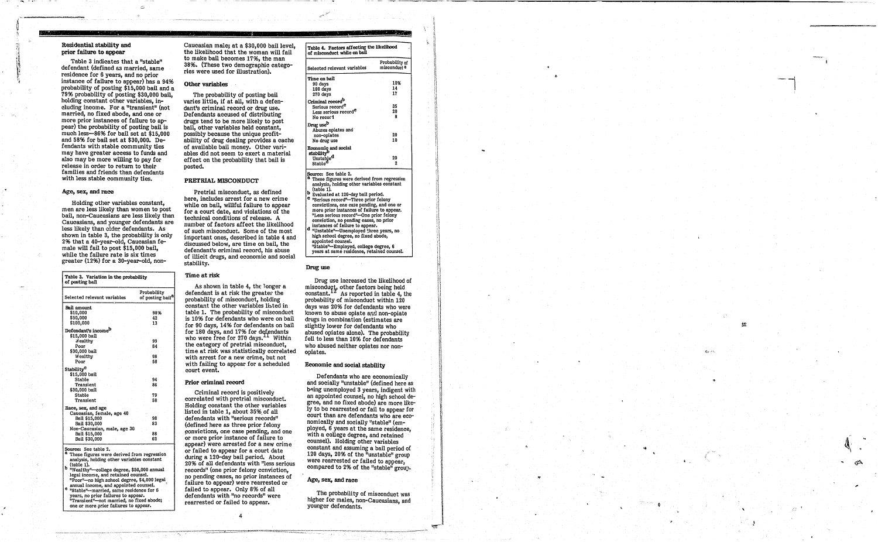### Residential stability and prior failure to appear

Table 3 indicates that a "stable" defendant (defined as married, same residence for 6 years, and no prior instance of failure to appear) has a 94% probability of posting $15,000 bail and a 79% probability of posting $30,000 bail, holding constant other variables, including income. For a "transient" (not married, no fixed abode, and one or more prior instances of failure to appear) the probability of posting bail is much less—86% for bail set at $15,000 and 58% for bail set at $30,000. Defendants with stable community ties may have greater access to funds and also may be more willing to pay for release in order to return to their families and friends than defendants with less stable community ties.

### Age, sex, and race

Holding other variables constant, men are less likely than women to post bail, non-Caucasians are less likely than Caucasians, and younger defendants are less likely than older defendants. As shown in table 3, the probability is only 2% that a 40-year-old, Caucasian female will fail to post $15,000 bail, while the failure rate is six times greater (12%) for a 30-year-old, non-Caucasian male; at a $30,000 bail level, the likelihood that the woman will fail to make bail becomes 17%, the man 38%. (These two demographic categories were used for illustration).

**Table 3. Variation in the probability of posting bail**

| Selected relevant variables | Probability of posting bail[a] |
|---|---|
| **Bail amount** | |
| $10,000 | 98% |
| $50,000 | 42 |
| $100,000 | 13 |
| **Defendant's income[b]** | |
| $15,000 bail | |
| Wealthy | 99 |
| Poor | 84 |
| $30,000 bail | |
| Wealthy | 98 |
| Poor | 58 |
| **Stability[c]** | |
| $15,000 bail | |
| Stable | 94 |
| Transient | 86 |
| $30,000 bail | |
| Stable | 79 |
| Transient | 58 |
| **Race, sex, and age** | |
| Caucasian, female, age 40 | |
| Bail $15,000 | 98 |
| Bail $30,000 | 83 |
| Non-Caucasian, male, age 30 | |
| Bail $15,000 | 88 |
| Bail $30,000 | 62 |

Source: See table 2.
[a] These figures were derived from regression analysis, holding other variables constant (table 1).
[b] "Wealthy"—college degree, $50,000 annual legal income, and retained counsel. "Poor"—no high school degree, $4,000 legal annual income, and appointed counsel.
[c] "Stable"—married, same residence for 6 years, no prior failures to appear. "Transient"—not married, no fixed abode; one or more prior failures to appear.

### Other variables

The probability of posting bail varies little, if at all, with a defendant's criminal record or drug use. Defendants accused of distributing drugs tend to be more likely to post bail, other variables held constant, possibly because the unique profitability of drug dealing provides a cache of available bail money. Other variables did not seem to exert a material effect on the probability that bail is posted.

## PRETRIAL MISCONDUCT

Pretrial misconduct, as defined here, includes arrest for a new crime while on bail, willful failure to appear for a court date, and violations of the technical conditions of release. A number of factors affect the likelihood of such misconduct. Some of the most important ones, described in table 4 and discussed below, are time on bail, the defendant's criminal record, his abuse of illicit drugs, and economic and social stability.

### Time at risk

As shown in table 4, the longer a defendant is at risk the greater the probability of misconduct, holding constant the other variables listed in table 1. The probability of misconduct is 10% for defendants who were on bail for 90 days, 14% for defendants on bail for 180 days, and 17% for defendants who were free for 270 days.[11] Within the category of pretrial misconduct, time at risk was statistically correlated with arrest for a new crime, but not with failing to appear for a scheduled court event.

### Prior criminal record

Criminal record is positively correlated with pretrial misconduct. Holding constant the other variables listed in table 1, about 35% of all defendants with "serious records" (defined here as three prior felony convictions, one case pending, and one or more prior instance of failure to appear) were arrested for a new crime or failed to appear for a court date during a 120-day bail period. About 20% of all defendants with "less serious records" (one prior felony conviction, no pending cases, no prior instances of failure to appear) were rearrested or failed to appear. Only 8% of all defendants with "no records" were rearrested or failed to appear.

**Table 4. Factors affecting the likelihood of misconduct while on bail**

| Selected relevant variables | Probability of misconduct[a] |
|---|---|
| **Time on bail** | |
| 90 days | 10% |
| 180 days | 14 |
| 270 days | 17 |
| **Criminal record[b]** | |
| Serious record[c] | 35 |
| Less serious record[c] | 20 |
| No record | 8 |
| **Drug use[b]** | |
| Abuses opiates and non-opiates | 20 |
| No drug use | 10 |
| **Economic and social stability[b]** | |
| Unstable[d] | 20 |
| Stable[d] | 2 |

Source: See table 2.
[a] These figures were derived from regression analysis, holding other variables constant (table 1).
[b] Evaluated at 120-day bail period.
[c] "Serious record"—Three prior felony convictions, one case pending, and one or more prior instances of failure to appear. "Less serious record"—One prior felony conviction, no pending cases, no prior instances of failure to appear.
[d] "Unstable"—Unemployed three years, no high school degree, no fixed abode, appointed counsel. "Stable"—Employed, college degree, 6 years at same residence, retained counsel.

### Drug use

Drug use increased the likelihood of misconduct, other factors being held constant.[12] As reported in table 4, the probability of misconduct within 120 days was 20% for defendants who were known to abuse opiate and non-opiate drugs in combination (estimates are slightly lower for defendants who abused opiates alone). The probability fell to less than 10% for defendants who abused neither opiates nor non-opiates.

### Economic and social stability

Defendants who are economically and socially "unstable" (defined here as being unemployed 3 years, indigent with an appointed counsel, no high school degree, and no fixed abode) are more likely to be rearrested or fail to appear for court than are defendants who are economically and socially "stable" (employed, 6 years at the same residence, with a college degree, and retained counsel). Holding other variables constant and assuming a bail period of 120 days, 20% of the "unstable" group were rearrested or failed to appear, compared to 2% of the "stable" group.

### Age, sex, and race

The probability of misconduct was higher for males, non-Caucasians, and younger defendants.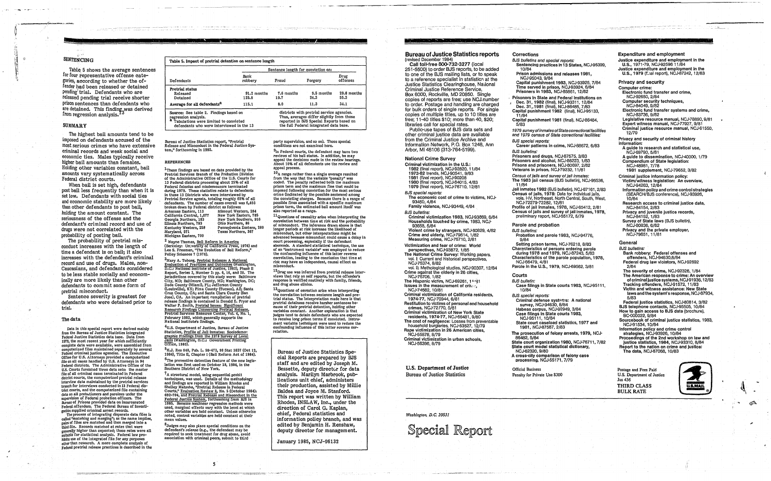## SENTENCING

Table 5 shows the average sentences for four representative offense categories, according to whether the offender had been released or detained pending trial. Defendants who are released pending trial receive shorter prison sentences than defendants who are detained. This finding was derived from regression analysis.[13]

## SUMMARY

The highest bail amounts tend to be imposed on defendants accused of the most serious crimes who have extensive criminal records and weak social and economic ties. Males typically receive higher bail amounts than females. Holding other variables constant, bail amounts vary systematically across Federal district courts.

When bail is set high, defendants post bail less frequently than when it is set low. Defendants with social ties and economic stability are more likely than other defendants to post bail, holding the amount constant. The seriousness of the offense and the defendant's criminal record and use of drugs were not correlated with the probability of posting bail.

The probability of pretrial misconduct increases with the length of time a defendant is on bail; it also increases with the defendant's criminal record and use of drugs. Males, non-Caucasians, and defendants considered to be less stable socially and economically are more likely than other defendants to commit some form of pretrial misconduct.

Sentence severity is greatest for defendants who were detained prior to trial.

### The data

Data in this special report were derived mainly from the Bureau of Justice Statistics integrated Federal Justice Statistics data base. Data from 1979, the most recent year for which sufficiently complete data were available, were assembled from computerized files maintained separately by several Federal criminal justice agencies. The Executive Office for U.S. Attorneys provided a computerized file on all cases handled by U.S. Attorneys in 94 Federal districts. The Administrative Office of the U.S. Courts furnished three data sets: the master file of all criminal cases terminated in Federal district courts, the computerized pretrial release interview data maintained by the pretrial services branch for interviews conducted in 13 Federal district courts, and the computerized file containing data on all probationers and parolees under the supervision of Federal probation officers. The Bureau of Prisons provided data on incarcerated Federal offenders. The Federal Bureau of Investigation supplied criminal arrest records.

The process of integrating disparate data files is called "matching and merging"; as the name implies, pairs of files are matched and then merged into a third file. Records matched at rates that were generally higher than expected; these rates were all suitable for statistical analysis. Federal law prohibits use of the integrated file for any purposes other than research. A more complete analysis of Federal pretrial release practices is described in the

**Table 5. Impact of pretrial detention on sentence length**

| Defendants | Sentence length for conviction on: | | | |
|---|---|---|---|---|
| | Bank robbery | Fraud | Forgery | Drug offenses |
| **Pretrial status** | | | | |
| Released | 91.2 months | 7.6 months | 9.5 months | 29.8 months |
| Detained | 125.8 | 19.7 | 24.3 | 55.3 |
| **Average for all defendants**[a] | 115.1 | 8.0 | 11.3 | 34.1 |

Source: See table 2. Findings based on regression analysis.
[a] Tabulations were limited to convicted defendants who were interviewed in the 13 districts with pretrial service agencies. Thus, averages differ slightly from those reported in BJS Special Reports based on the full Federal integrated data base.

Bureau of Justice Statistics report, "Pretrial Release and Misconduct in the Federal Justice System," forthcoming in 1985.

### REFERENCES

[1]These findings are based on data provided by the Pretrial Services Branch of the Probation Division of the Administrative Office of the U.S. Courts for 13 Federal districts processing about 25% of all Federal felonies and misdemeanors terminated during 1979. These statistics relate to defendants in these 13 districts who were interviewed by Pretrial Service agents, totaling roughly 65% of all defendants. The number of cases overall was 6,403 broken down by Federal district as follows:
Arkansas Eastern, 113; Missouri Western, 284; California Central, 1,077; New York Eastern, 785; Georgia Northern, 183; New York Southern, 916; Illinois Northern, 785; Ohio Northern, 86; Kentucky Western, 258; Pennsylvania Eastern, 280; Maryland, 371; Texas Northern, 367; Michigan Eastern, 700

[2] Wayne Thomas, Bail Reform in America (Berkeley: University of California Press, 1976) and Lee S. Freeman, "The Evolution of Bail Reform," Policy Sciences 7 (1976).

[3]Mary A. Toborg, Pretrial Release: A National Evaluation of Practices and Outcomes (Washington, D.C.: National Institute of Justice, 1982), Phase II Report, Series 2, Number 2: pp. 6, 18, and 20. The jurisdictions covered by this study were: Baltimore City, MD; Baltimore County, MD; Washington, DC; Dade County (Miami), FL; Jefferson County (Louisville), KY; Pima County (Tucson), AZ; Santa Cruz County, CA; and Santa Clara County (San Jose), CA. An important compilation of pretrial release findings is contained in Donald E. Pryor and Walter F. Smith, Pretrial Issues: Significant Research Findings Concerning Pretrial Release, Pretrial Services Resource Center, Vol. 4, No. 1, February 1982, which generally supports the National Institute's findings.

[4]U.S. Department of Justice, Bureau of Justice Statistics, Profile of Jail Inmates: Sociodemographic Findings from the 1978 Survey of Local Jails (Washington, D.C.: Government Printing Office, 1980).

[5]H.J. Res 648, Pub. L. 98-473, 98 Stat 1837 (Oct 12, 1984), Title II, Chapter 1 (Bail Reform Act of 1984).

[6]The preventive detention feature of the new legislation was first used on October 18, 1984, in the Southern District of New York.

[7]A structural model, using sequential probit techniques, was used. Details of the methodology and findings are reported in William Rhodes and Shelley Matsuba, "Pretrial Release in Federal Courts," Evaluation Review 8, No. 5 (October 1984): 692-704, and Pretrial Release and Misconduct in the Federal Justice System, forthcoming from BJS in 1985. Because nonlinear regression methods were used, marginal effects vary with the level at which other variables are held constant. Unless otherwise noted, control variables are held constant at their mean values.

[8]Judges may also place special conditions on the defendant's release (e.g., the defendant may be required to seek treatment for drug abuse, avoid association with criminal peers, submit to third party supervision, and so on). Those special conditions are not examined here.

[9]In Federal courts, the defendant may have two reviews of his bail status. In addition, he may appeal the decisions made in the review hearings. About 10% of all defendants use the review and appeal process.

[10]A range rather than a single average resulted from the way that the variable "penalty" was coded. The penalty reflected both the maximum prison term and the maximum fine that could be imposed following conviction for the most serious crime (indicated by the possible sentence) among the convicting charges. Because there is a range of possible fines associated with a specific maximum prison term, the estimated bail amount itself was also reported as a range.

[11]Questions of causality arise when interpreting the correlation between time at risk and the probability of misconduct. The inference drawn above is that longer periods at risk increase the likelihood of misconduct, but other interpretations might be advanced because misconduct could cause a delay in court processing, especially if the defendant absconds. A standard statistical technique, the use of an "instrument variable" was employed to reduce the confounding influence of this latter reverse correlation, leading to the conclusion that time at risk may have an independent, causal effect on misconduct.

[12]Drug use was inferred from pretrial release interviews that rely on self reports, but the offender's response is verified routinely with family, friends, and drug abuse clinics.

[13]Questions of causation arise when interpreting the correlation between sentence length and pretrial status. The interpretation made here is that pretrial detainees receive harsher sentences because of their pretrial detention, holding other variables constant. Another explanation is that judges tend to detain defendants who are expected to receive long prison terms if convicted. Instrument variable techniques were used to reduce the confounding influence of this latter reverse correlation.

Bureau of Justice Statistics Special Reports are prepared by BJS staff and are edited by Joseph M. Bessette, deputy director for data analysis. Marilyn Marbrook, publications unit chief, administers their production, assisted by Millie Baldea and Joyce M. Stanford. This report was written by William Rhodes, INSLAW, Inc., under the direction of Carol G. Kaplan, chief, Federal statistics and information policy branch, and was edited by Benjamin H. Renshaw, deputy director for management.

January 1985, NCJ-96132

## Bureau of Justice Statistics reports
(revised December 1984)

**Call toll-free 800-732-3277** (local 251-5500) to order BJS reports, to be added to one of the BJS mailing lists, or to speak to a reference specialist in statistics at the Justice Statistics Clearinghouse, National Criminal Justice Reference Service, Box 6000, Rockville, MD 20850. Single copies of reports are free; use NCJ number to order. Postage and handling are charged for bulk orders of single reports. For single copies of multiple titles, up to 10 titles are free; 11-40 titles $10; more than 40, $20; libraries call for special rates.

Public-use tapes of BJS data sets and other criminal justice data are available from the Criminal Justice Archive and Information Network, P.O. Box 1248, Ann Arbor, MI 48106 (313-764-5199).

### National Crime Survey
**Criminal victimization in the U.S.:**
- 1982 (final report), NCJ-92820, 11/84
- 1973-82 trends, NCJ-90541, 9/83
- 1981 (final report), NCJ-90208
- 1980 (final report), NCJ-84015, 4/83
- 1979 (final report), NCJ-76710, 12/81

*BJS special reports:*
- **The economic cost of crime to victims**, NCJ-93450, 4/84
- **Family violence**, NCJ-93449, 4/84

*BJS bulletins:*
- **Criminal victimization 1983**, NCJ-93869, 6/84
- **Households touched by crime, 1983**, NCJ-93658, 5/84
- **Violent crime by strangers**, NCJ-80829, 4/82
- **Crime and elderly**, NCJ-79614, 1/82
- **Measuring crime**, NCJ-75710, 2/81

**Victimization and fear of crime: World perspectives**, NCJ-93872, 1/85
**The National Crime Survey:** Working papers, vol. I: Current and historical perspectives, NCJ-75374, 8/82
vol. II: Methological studies, NCJ-90307, 12/84
**Crime against the elderly in 26 cities**, NCJ-76706, 1/82
**The Hispanic victim**, NCJ-69261, 11/81
**Issues in the measurement of crime**, NCJ-74682, 10/81
**Criminal victimization of California residents, 1974-77**, NCJ-70944, 6/81
**Restitution to victims of personal and household crimes**, NCJ-72770, 5/81
**Criminal victimization of New York State residents, 1974-77**, NCJ-66481, 9/80
**The cost of negligence: Losses from preventable household burglaries**, NCJ-53527, 12/79
**Rape victimization in 26 American cities**, NCJ-55878, 8/79
**Criminal victimization in urban schools**, NCJ-56396, 8/79

### Corrections
*BJS bulletins and special reports:*
- **Sentencing practices in 13 States**, NCJ-95399, 10/84
- **Prison admissions and releases 1981**, NCJ-95043, 9/84
- **Capital punishment 1983**, NCJ-93925, 7/84
- **Time served in prison**, NCJ-93924, 6/84
- **Prisoners in 1983**, NCJ-85861, 12/82

**Prisoners in State and Federal institutions on Dec. 31, 1982** (final), NCJ-93311, 12/84
**Dec. 31, 1981** (final), NCJ-86485, 7/83
**Capital punishment 1982** (final), NCJ-95133, 11/84
**Capital punishment 1981** (final), NCJ-86484, 5/83
*1979 survey of inmates of State correctional facilities and 1979 census of State correctional facilities:*
*BJS special reports:*
- **Career patterns in crime**, NCJ-88672, 6/83

*BJS bulletins:*
- **Prisoners and drugs**, NCJ-87575, 3/83
- **Prisoners and alcohol**, NCJ-86223, 1/83
- **Prisons and prisoners**, NCJ-80697, 2/82
- **Veterans in prison**, NCJ-79232, 11/81

*Census of jails and survey of jail inmates:*
- **The 1983 jail census** (BJS bulletin), NCJ-95536, 11/84
- **Jail inmates 1982** (BJS bulletin), NCJ-87161, 2/83
- **Census of jails, 1978:** Data for individual jails, vols. I-IV, Northeast, North Central, South, West, NCJ-72279-72282, 12/81
- **Profile of jail inmates, 1978**, NCJ-65412, 2/81
- **Census of jails and survey of jail inmates, 1978**, preliminary report, NCJ-55172, 5/79

### Parole and probation
*BJS bulletins:*
- **Probation and parole 1983**, NCJ-94776, 9/84
- **Setting prison terms**, NCJ-76218, 8/83

**Characteristics of persons entering parole during 1978 and 1979**, NCJ-87243, 5/83
**Characteristics of the parole population, 1978**, NCJ-66479, 4/81
**Parole in the U.S., 1979**, NCJ-69562, 3/81

### Courts
*BJS bulletin:*
- **Case filings in State courts 1983**, NCJ-95111, 10/84

*BJS special reports:*
- **Criminal defense systems: A national survey**, NCJ-94630, 8/84
- **Habeas corpus**, NCJ-92949, 3/84
- **Case filings in State courts 1983**, NCJ-95111, 10/84
- **State court caseload statistics, 1977 and 1981**, NCJ-87587, 2/83

**The prosecution of felony arrests, 1979**, NCJ-86482, 5/84
**State court organization 1980**, NCJ-76711, 7/82
**State court model statistical dictionary**, NCJ-62320, 9/80
**A cross-city comparison of felony case processing**, NCJ-55171, 7/79

### Expenditure and employment
**Justice expenditure and employment in the U.S., 1971-79**, NCJ-92596 11/84
**Justice expenditure and employment in the U.S., 1979** (final report), NCJ-87242, 12/83

### Privacy and security
**Computer crime:**
- **Electronic fund transfer and crime**, NCJ-92650, 2/84
- **Computer security techniques**, NCJ-84049, 9/82
- **Electronic fund transfer systems and crime**, NCJ-83736, 9/82
- **Legislative resource manual**, NCJ-78890, 9/81
- **Expert witness manual**, NCJ-77927, 9/81
- **Criminal justice resource manual**, NCJ-61550, 12/79

**Privacy and security of criminal history information:**
- **A guide to research and statistical use**, NCJ-69790, 5/81
- **A guide to dissemination**, NCJ-40000, 1/79
- **Compendium of State legislation:** NCJ-48981, 7/78
- **1981 supplement**, NCJ-79652, 3/82

**Criminal justice information policy:**
- **Victim/witness legislation: An overview**, NCJ-94263, 12/84
- **Information policy and crime control strategies** (SEARCH/BJS conference), NCJ-93926, 10/84
- **Research access to criminal justice data**, NCJ-84154, 2/83
- **Privacy and juvenile justice records**, NCJ-84152, 1/83
- **Survey of State laws** (BJS bulletin), NCJ-80836, 6/82
- **Privacy and the private employer**, NCJ-79651, 11/81

### General
*BJS bulletins:*
- **Bank robbery: Federal offenses and offenders**, NCJ-94630,8/84
- **Federal drug law violators**, NCJ-92692 2/84
- **The severity of crime**, NCJ-92326, 1/84
- **The American response to crime: An overview of criminal justice systems**, NCJ-91936, 12/83
- **Tracking offenders**, NCJ-91572, 11/83
- **Victim and witness assistance: New State laws and the system's response**, NCJ-87934, 5/83

**Federal justice statistics**, NCJ-80814, 3/82
**BJS telephone contacts**, NCJ-95505, 10/84
**How to gain access to BJS data** (brochure), BC-000022, 9/84
**Sourcebook of criminal justice statistics, 1983**, NCJ-91534, 10/84
**Information policy and crime control strategies**, NCJ-93926, 10/84
**Proceedings of the 2nd workshop on law and justice statistics, 1984**, NCJ-93310, 8/84
**Report to the nation on crime and justice: The data**, NCJ-87068, 10/83

**U.S. Department of Justice**
Bureau of Justice Statistics

Official Business
Penalty for Private Use $300

Postage and Fees Paid
U.S. Department of Justice
Jus 436
THIRD CLASS
BULK RATE

*Washington, D.C. 20531*

# Special Report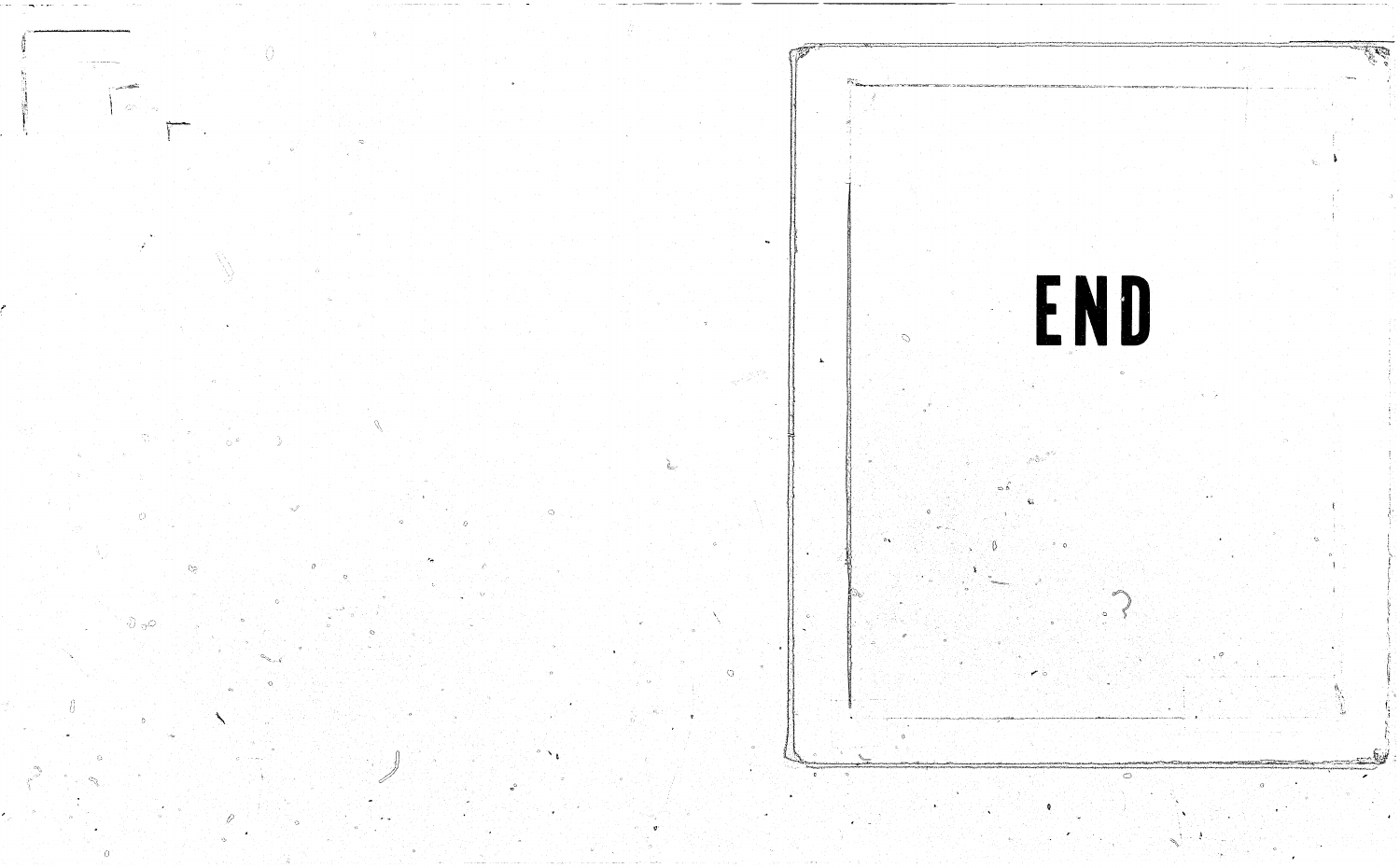END